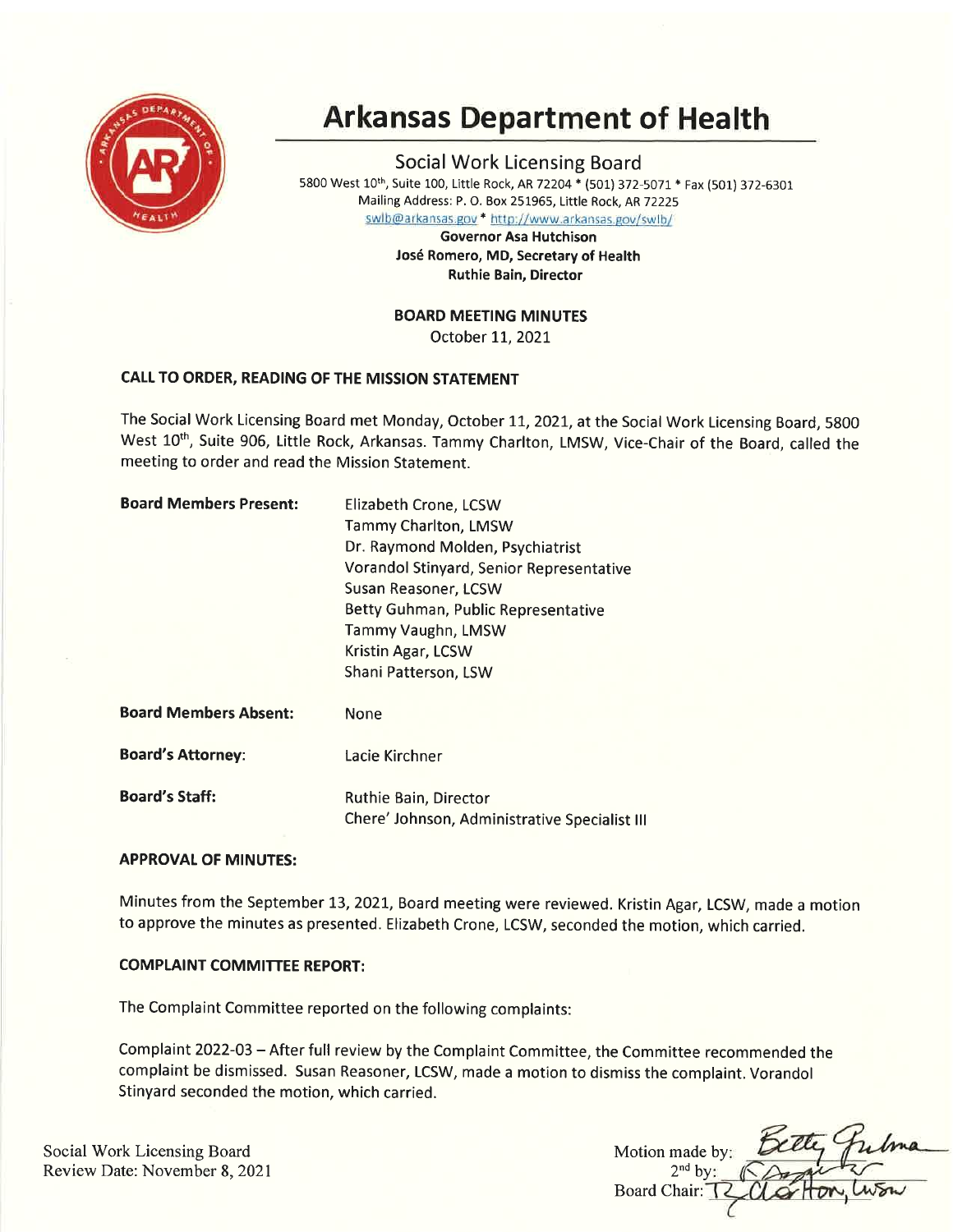# Arkansas Department of Health

## Social Work Licensing Board

5800 West 10th, Suite 100, Little Rock, AR 72204 * (501) 372-5071 * Fax (501) 372-6301
Mailing Address: P. O. Box 251965, Little Rock, AR 72225
swlb@arkansas.gov * http://www.arkansas.gov/swlb/

**Governor Asa Hutchison**
**José Romero, MD, Secretary of Health**
**Ruthie Bain, Director**

**BOARD MEETING MINUTES**
October 11, 2021

### CALL TO ORDER, READING OF THE MISSION STATEMENT

The Social Work Licensing Board met Monday, October 11, 2021, at the Social Work Licensing Board, 5800 West 10th, Suite 906, Little Rock, Arkansas. Tammy Charlton, LMSW, Vice-Chair of the Board, called the meeting to order and read the Mission Statement.

**Board Members Present:**
Elizabeth Crone, LCSW
Tammy Charlton, LMSW
Dr. Raymond Molden, Psychiatrist
Vorandol Stinyard, Senior Representative
Susan Reasoner, LCSW
Betty Guhman, Public Representative
Tammy Vaughn, LMSW
Kristin Agar, LCSW
Shani Patterson, LSW

**Board Members Absent:** None

**Board's Attorney:** Lacie Kirchner

**Board's Staff:**
Ruthie Bain, Director
Chere' Johnson, Administrative Specialist III

### APPROVAL OF MINUTES:

Minutes from the September 13, 2021, Board meeting were reviewed. Kristin Agar, LCSW, made a motion to approve the minutes as presented. Elizabeth Crone, LCSW, seconded the motion, which carried.

### COMPLAINT COMMITTEE REPORT:

The Complaint Committee reported on the following complaints:

Complaint 2022-03 – After full review by the Complaint Committee, the Committee recommended the complaint be dismissed. Susan Reasoner, LCSW, made a motion to dismiss the complaint. Vorandol Stinyard seconded the motion, which carried.

Social Work Licensing Board
Review Date: November 8, 2021

Motion made by: Betty Guhman
2nd by: K Agar
Board Chair: T Charlton, LMSW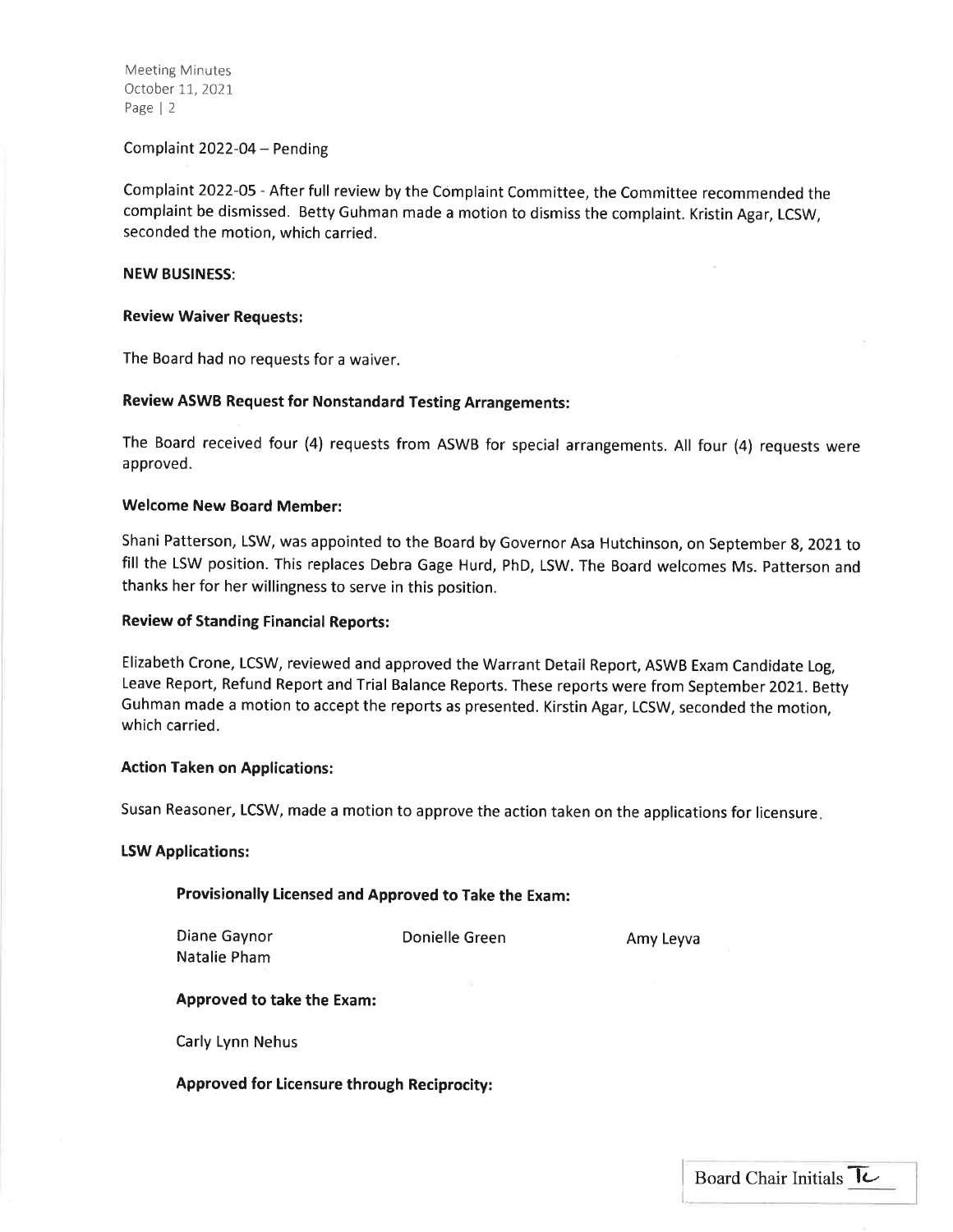Complaint 2022-04 – Pending

Complaint 2022-05 - After full review by the Complaint Committee, the Committee recommended the complaint be dismissed. Betty Guhman made a motion to dismiss the complaint. Kristin Agar, LCSW, seconded the motion, which carried.

**NEW BUSINESS:**

**Review Waiver Requests:**

The Board had no requests for a waiver.

**Review ASWB Request for Nonstandard Testing Arrangements:**

The Board received four (4) requests from ASWB for special arrangements. All four (4) requests were approved.

**Welcome New Board Member:**

Shani Patterson, LSW, was appointed to the Board by Governor Asa Hutchinson, on September 8, 2021 to fill the LSW position. This replaces Debra Gage Hurd, PhD, LSW. The Board welcomes Ms. Patterson and thanks her for her willingness to serve in this position.

**Review of Standing Financial Reports:**

Elizabeth Crone, LCSW, reviewed and approved the Warrant Detail Report, ASWB Exam Candidate Log, Leave Report, Refund Report and Trial Balance Reports. These reports were from September 2021. Betty Guhman made a motion to accept the reports as presented. Kirstin Agar, LCSW, seconded the motion, which carried.

**Action Taken on Applications:**

Susan Reasoner, LCSW, made a motion to approve the action taken on the applications for licensure.

**LSW Applications:**

**Provisionally Licensed and Approved to Take the Exam:**

Diane Gaynor
Donielle Green
Amy Leyva
Natalie Pham

**Approved to take the Exam:**

Carly Lynn Nehus

**Approved for Licensure through Reciprocity:**

Board Chair Initials TC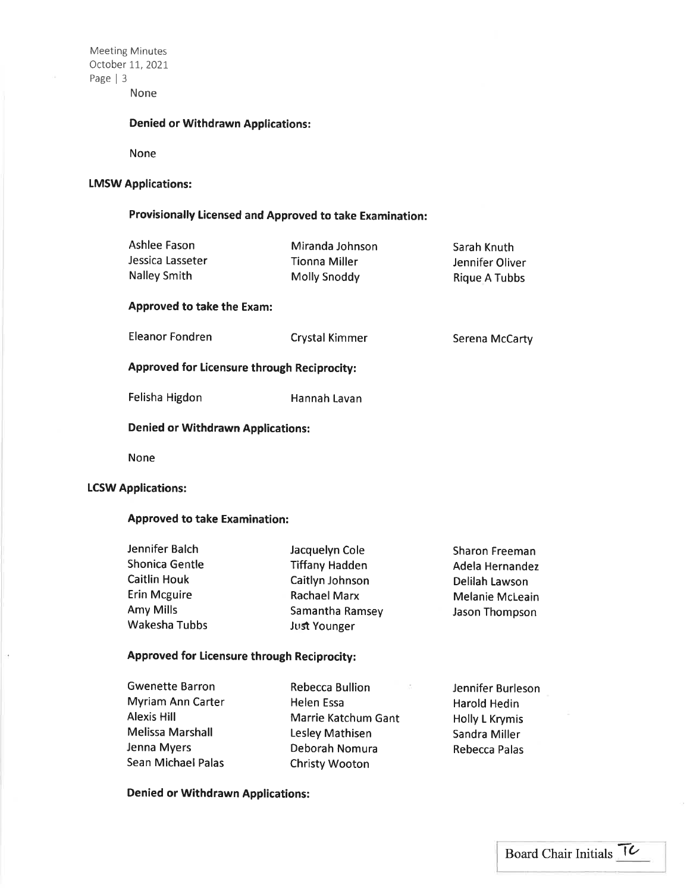None

#### Denied or Withdrawn Applications:

None

### LMSW Applications:

#### Provisionally Licensed and Approved to take Examination:

Ashlee Fason
Miranda Johnson
Sarah Knuth
Jessica Lasseter
Tionna Miller
Jennifer Oliver
Nalley Smith
Molly Snoddy
Rique A Tubbs

#### Approved to take the Exam:

Eleanor Fondren
Crystal Kimmer
Serena McCarty

#### Approved for Licensure through Reciprocity:

Felisha Higdon
Hannah Lavan

#### Denied or Withdrawn Applications:

None

### LCSW Applications:

#### Approved to take Examination:

Jennifer Balch
Jacquelyn Cole
Sharon Freeman
Shonica Gentle
Tiffany Hadden
Adela Hernandez
Caitlin Houk
Caitlyn Johnson
Delilah Lawson
Erin Mcguire
Rachael Marx
Melanie McLeain
Amy Mills
Samantha Ramsey
Jason Thompson
Wakesha Tubbs
Just Younger

#### Approved for Licensure through Reciprocity:

Gwenette Barron
Rebecca Bullion
Jennifer Burleson
Myriam Ann Carter
Helen Essa
Harold Hedin
Alexis Hill
Marrie Katchum Gant
Holly L Krymis
Melissa Marshall
Lesley Mathisen
Sandra Miller
Jenna Myers
Deborah Nomura
Rebecca Palas
Sean Michael Palas
Christy Wooton

#### Denied or Withdrawn Applications:

Board Chair Initials TC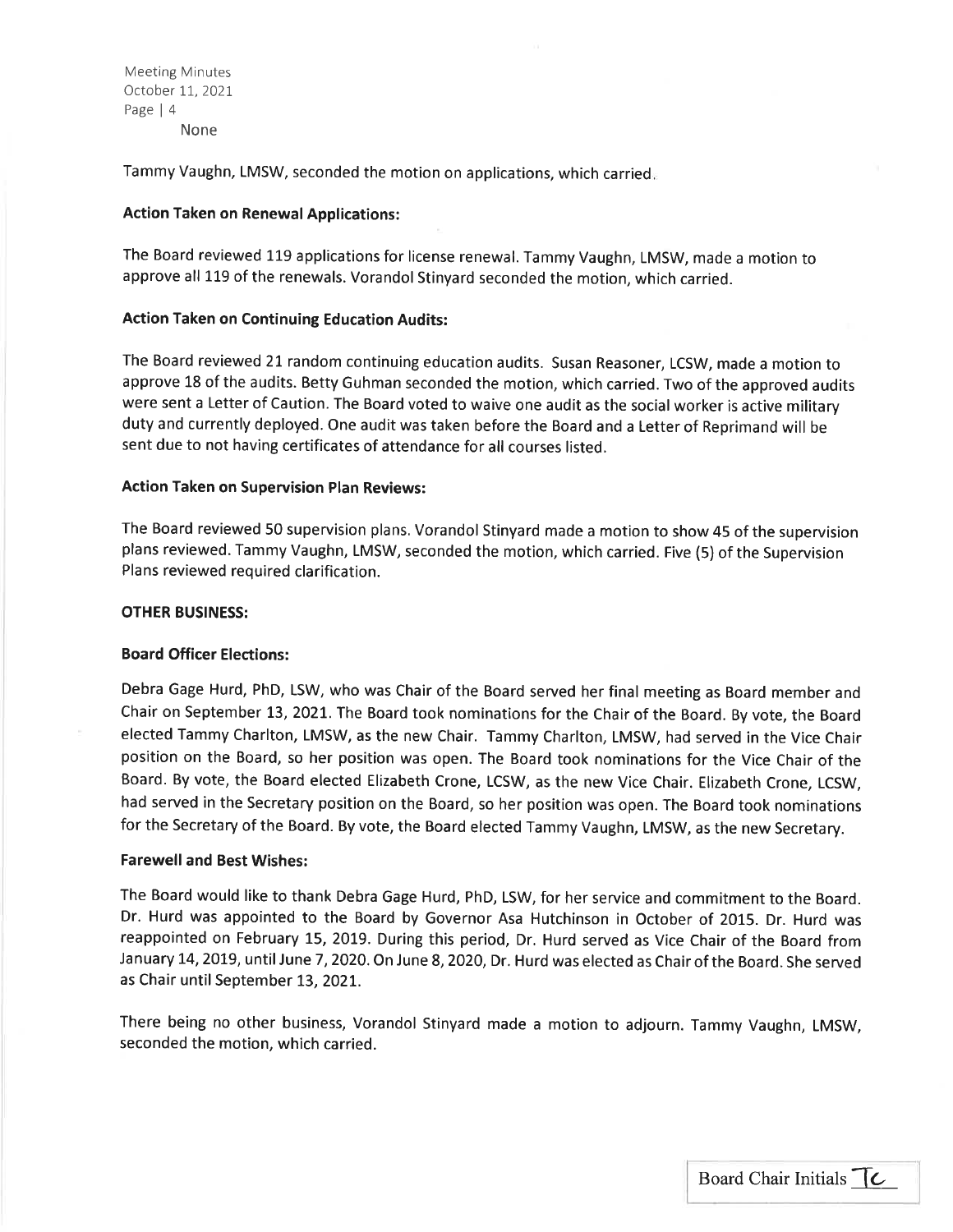None

Tammy Vaughn, LMSW, seconded the motion on applications, which carried.

**Action Taken on Renewal Applications:**

The Board reviewed 119 applications for license renewal. Tammy Vaughn, LMSW, made a motion to approve all 119 of the renewals. Vorandol Stinyard seconded the motion, which carried.

**Action Taken on Continuing Education Audits:**

The Board reviewed 21 random continuing education audits. Susan Reasoner, LCSW, made a motion to approve 18 of the audits. Betty Guhman seconded the motion, which carried. Two of the approved audits were sent a Letter of Caution. The Board voted to waive one audit as the social worker is active military duty and currently deployed. One audit was taken before the Board and a Letter of Reprimand will be sent due to not having certificates of attendance for all courses listed.

**Action Taken on Supervision Plan Reviews:**

The Board reviewed 50 supervision plans. Vorandol Stinyard made a motion to show 45 of the supervision plans reviewed. Tammy Vaughn, LMSW, seconded the motion, which carried. Five (5) of the Supervision Plans reviewed required clarification.

**OTHER BUSINESS:**

**Board Officer Elections:**

Debra Gage Hurd, PhD, LSW, who was Chair of the Board served her final meeting as Board member and Chair on September 13, 2021. The Board took nominations for the Chair of the Board. By vote, the Board elected Tammy Charlton, LMSW, as the new Chair. Tammy Charlton, LMSW, had served in the Vice Chair position on the Board, so her position was open. The Board took nominations for the Vice Chair of the Board. By vote, the Board elected Elizabeth Crone, LCSW, as the new Vice Chair. Elizabeth Crone, LCSW, had served in the Secretary position on the Board, so her position was open. The Board took nominations for the Secretary of the Board. By vote, the Board elected Tammy Vaughn, LMSW, as the new Secretary.

**Farewell and Best Wishes:**

The Board would like to thank Debra Gage Hurd, PhD, LSW, for her service and commitment to the Board. Dr. Hurd was appointed to the Board by Governor Asa Hutchinson in October of 2015. Dr. Hurd was reappointed on February 15, 2019. During this period, Dr. Hurd served as Vice Chair of the Board from January 14, 2019, until June 7, 2020. On June 8, 2020, Dr. Hurd was elected as Chair of the Board. She served as Chair until September 13, 2021.

There being no other business, Vorandol Stinyard made a motion to adjourn. Tammy Vaughn, LMSW, seconded the motion, which carried.

Board Chair Initials TC